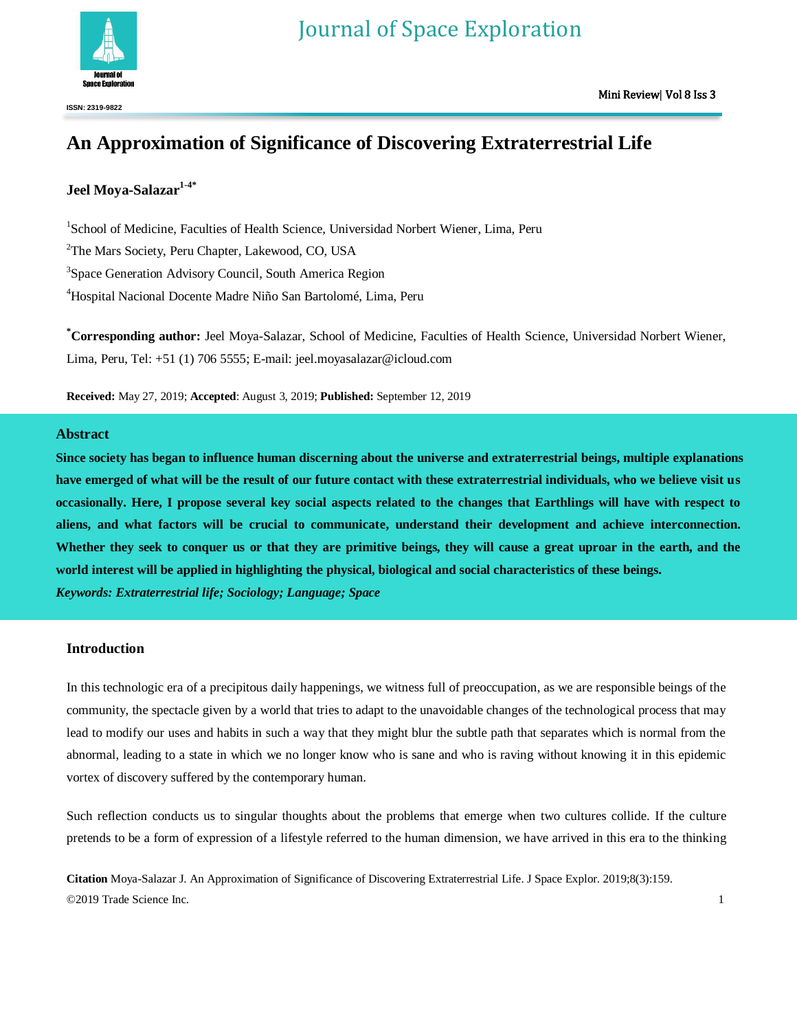# An Approximation of Significance of Discovering Extraterrestrial Life

**Jeel Moya-Salazar**[1-4*]

[1]School of Medicine, Faculties of Health Science, Universidad Norbert Wiener, Lima, Peru

[2]The Mars Society, Peru Chapter, Lakewood, CO, USA

[3]Space Generation Advisory Council, South America Region

[4]Hospital Nacional Docente Madre Niño San Bartolomé, Lima, Peru

[*]**Corresponding author:** Jeel Moya-Salazar, School of Medicine, Faculties of Health Science, Universidad Norbert Wiener, Lima, Peru, Tel: +51 (1) 706 5555; E-mail: jeel.moyasalazar@icloud.com

**Received:** May 27, 2019; **Accepted**: August 3, 2019; **Published:** September 12, 2019

## Abstract

**Since society has began to influence human discerning about the universe and extraterrestrial beings, multiple explanations have emerged of what will be the result of our future contact with these extraterrestrial individuals, who we believe visit us occasionally. Here, I propose several key social aspects related to the changes that Earthlings will have with respect to aliens, and what factors will be crucial to communicate, understand their development and achieve interconnection. Whether they seek to conquer us or that they are primitive beings, they will cause a great uproar in the earth, and the world interest will be applied in highlighting the physical, biological and social characteristics of these beings.**

***Keywords: Extraterrestrial life; Sociology; Language; Space***

## Introduction

In this technologic era of a precipitous daily happenings, we witness full of preoccupation, as we are responsible beings of the community, the spectacle given by a world that tries to adapt to the unavoidable changes of the technological process that may lead to modify our uses and habits in such a way that they might blur the subtle path that separates which is normal from the abnormal, leading to a state in which we no longer know who is sane and who is raving without knowing it in this epidemic vortex of discovery suffered by the contemporary human.

Such reflection conducts us to singular thoughts about the problems that emerge when two cultures collide. If the culture pretends to be a form of expression of a lifestyle referred to the human dimension, we have arrived in this era to the thinking

**Citation** Moya-Salazar J. An Approximation of Significance of Discovering Extraterrestrial Life. J Space Explor. 2019;8(3):159.

©2019 Trade Science Inc.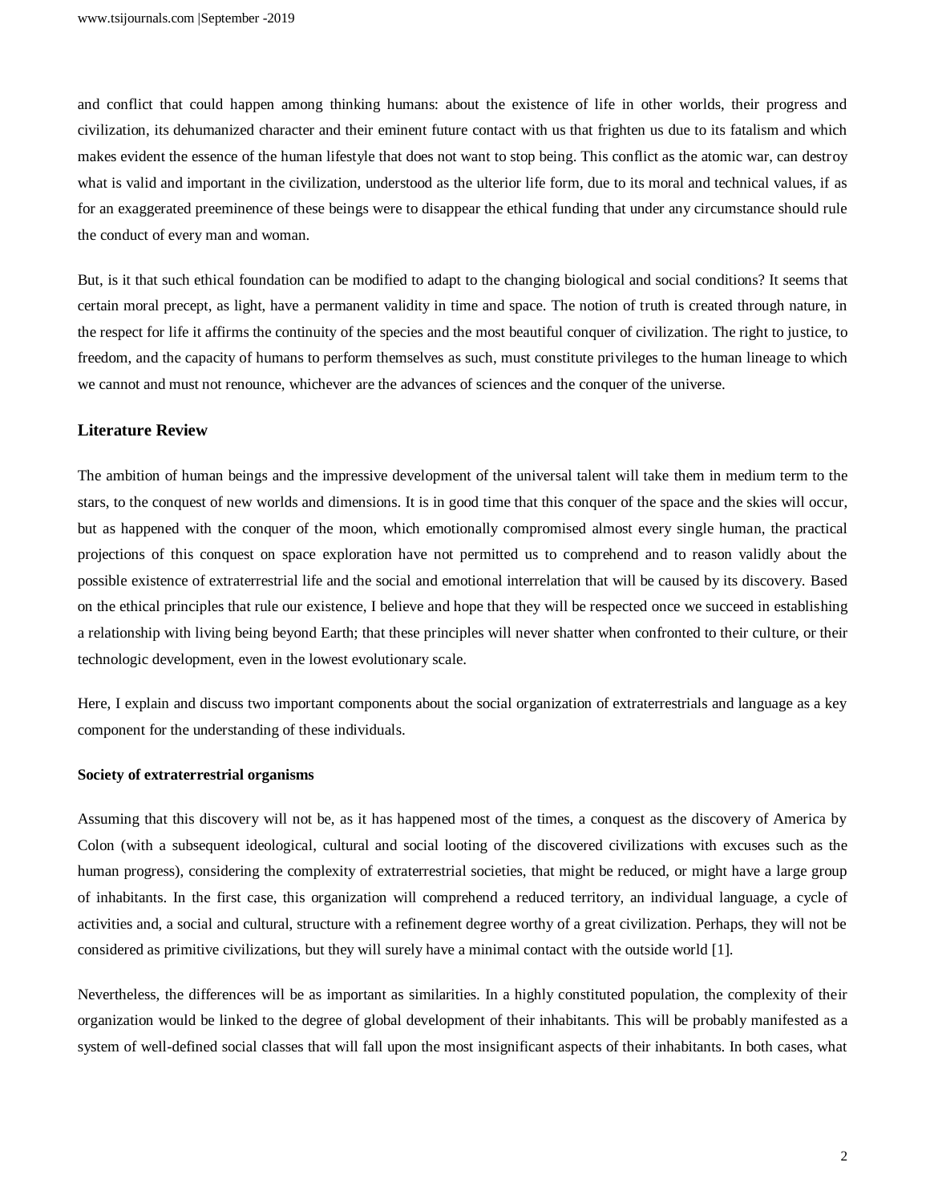and conflict that could happen among thinking humans: about the existence of life in other worlds, their progress and civilization, its dehumanized character and their eminent future contact with us that frighten us due to its fatalism and which makes evident the essence of the human lifestyle that does not want to stop being. This conflict as the atomic war, can destroy what is valid and important in the civilization, understood as the ulterior life form, due to its moral and technical values, if as for an exaggerated preeminence of these beings were to disappear the ethical funding that under any circumstance should rule the conduct of every man and woman.

But, is it that such ethical foundation can be modified to adapt to the changing biological and social conditions? It seems that certain moral precept, as light, have a permanent validity in time and space. The notion of truth is created through nature, in the respect for life it affirms the continuity of the species and the most beautiful conquer of civilization. The right to justice, to freedom, and the capacity of humans to perform themselves as such, must constitute privileges to the human lineage to which we cannot and must not renounce, whichever are the advances of sciences and the conquer of the universe.

## Literature Review

The ambition of human beings and the impressive development of the universal talent will take them in medium term to the stars, to the conquest of new worlds and dimensions. It is in good time that this conquer of the space and the skies will occur, but as happened with the conquer of the moon, which emotionally compromised almost every single human, the practical projections of this conquest on space exploration have not permitted us to comprehend and to reason validly about the possible existence of extraterrestrial life and the social and emotional interrelation that will be caused by its discovery. Based on the ethical principles that rule our existence, I believe and hope that they will be respected once we succeed in establishing a relationship with living being beyond Earth; that these principles will never shatter when confronted to their culture, or their technologic development, even in the lowest evolutionary scale.

Here, I explain and discuss two important components about the social organization of extraterrestrials and language as a key component for the understanding of these individuals.

### Society of extraterrestrial organisms

Assuming that this discovery will not be, as it has happened most of the times, a conquest as the discovery of America by Colon (with a subsequent ideological, cultural and social looting of the discovered civilizations with excuses such as the human progress), considering the complexity of extraterrestrial societies, that might be reduced, or might have a large group of inhabitants. In the first case, this organization will comprehend a reduced territory, an individual language, a cycle of activities and, a social and cultural, structure with a refinement degree worthy of a great civilization. Perhaps, they will not be considered as primitive civilizations, but they will surely have a minimal contact with the outside world [1].

Nevertheless, the differences will be as important as similarities. In a highly constituted population, the complexity of their organization would be linked to the degree of global development of their inhabitants. This will be probably manifested as a system of well-defined social classes that will fall upon the most insignificant aspects of their inhabitants. In both cases, what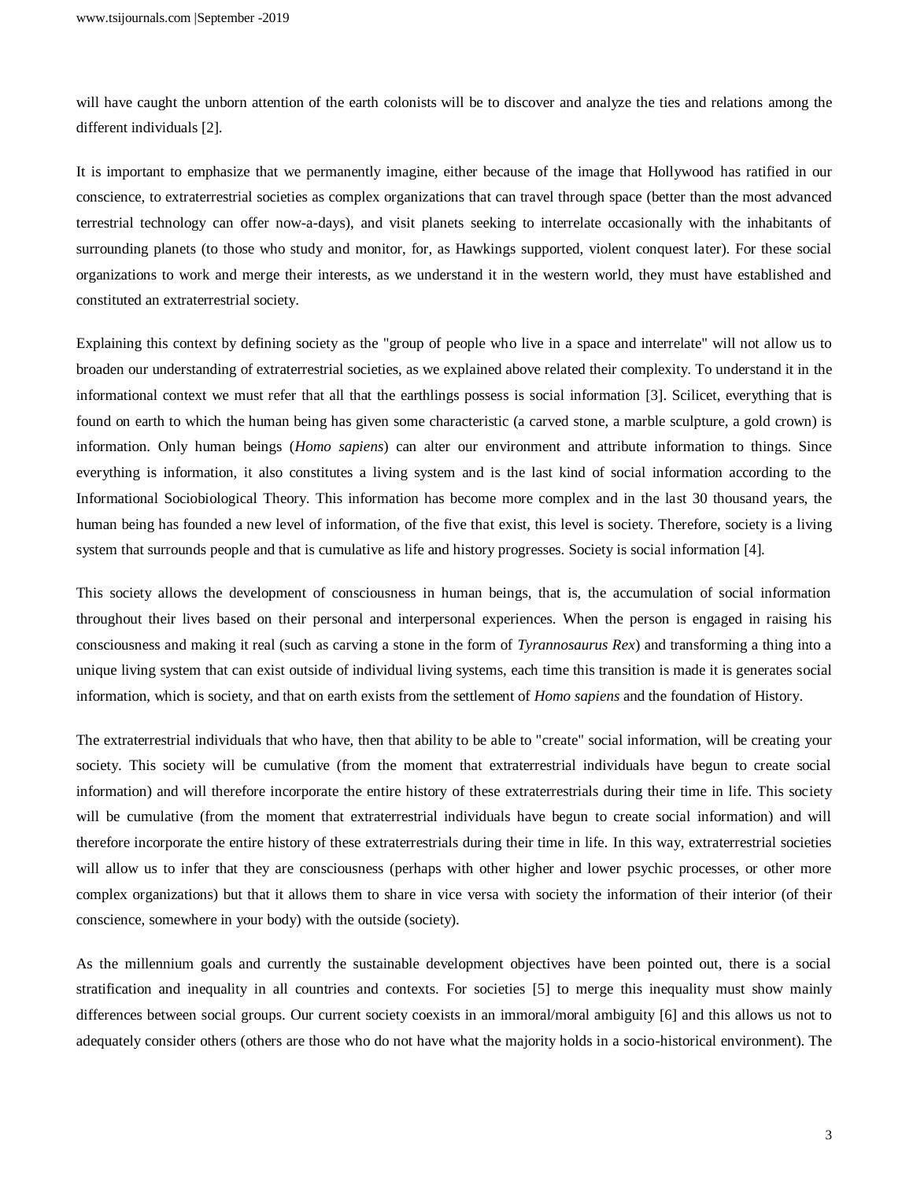will have caught the unborn attention of the earth colonists will be to discover and analyze the ties and relations among the different individuals [2].

It is important to emphasize that we permanently imagine, either because of the image that Hollywood has ratified in our conscience, to extraterrestrial societies as complex organizations that can travel through space (better than the most advanced terrestrial technology can offer now-a-days), and visit planets seeking to interrelate occasionally with the inhabitants of surrounding planets (to those who study and monitor, for, as Hawkings supported, violent conquest later). For these social organizations to work and merge their interests, as we understand it in the western world, they must have established and constituted an extraterrestrial society.

Explaining this context by defining society as the "group of people who live in a space and interrelate" will not allow us to broaden our understanding of extraterrestrial societies, as we explained above related their complexity. To understand it in the informational context we must refer that all that the earthlings possess is social information [3]. Scilicet, everything that is found on earth to which the human being has given some characteristic (a carved stone, a marble sculpture, a gold crown) is information. Only human beings (*Homo sapiens*) can alter our environment and attribute information to things. Since everything is information, it also constitutes a living system and is the last kind of social information according to the Informational Sociobiological Theory. This information has become more complex and in the last 30 thousand years, the human being has founded a new level of information, of the five that exist, this level is society. Therefore, society is a living system that surrounds people and that is cumulative as life and history progresses. Society is social information [4].

This society allows the development of consciousness in human beings, that is, the accumulation of social information throughout their lives based on their personal and interpersonal experiences. When the person is engaged in raising his consciousness and making it real (such as carving a stone in the form of *Tyrannosaurus Rex*) and transforming a thing into a unique living system that can exist outside of individual living systems, each time this transition is made it is generates social information, which is society, and that on earth exists from the settlement of *Homo sapiens* and the foundation of History.

The extraterrestrial individuals that who have, then that ability to be able to "create" social information, will be creating your society. This society will be cumulative (from the moment that extraterrestrial individuals have begun to create social information) and will therefore incorporate the entire history of these extraterrestrials during their time in life. This society will be cumulative (from the moment that extraterrestrial individuals have begun to create social information) and will therefore incorporate the entire history of these extraterrestrials during their time in life. In this way, extraterrestrial societies will allow us to infer that they are consciousness (perhaps with other higher and lower psychic processes, or other more complex organizations) but that it allows them to share in vice versa with society the information of their interior (of their conscience, somewhere in your body) with the outside (society).

As the millennium goals and currently the sustainable development objectives have been pointed out, there is a social stratification and inequality in all countries and contexts. For societies [5] to merge this inequality must show mainly differences between social groups. Our current society coexists in an immoral/moral ambiguity [6] and this allows us not to adequately consider others (others are those who do not have what the majority holds in a socio-historical environment). The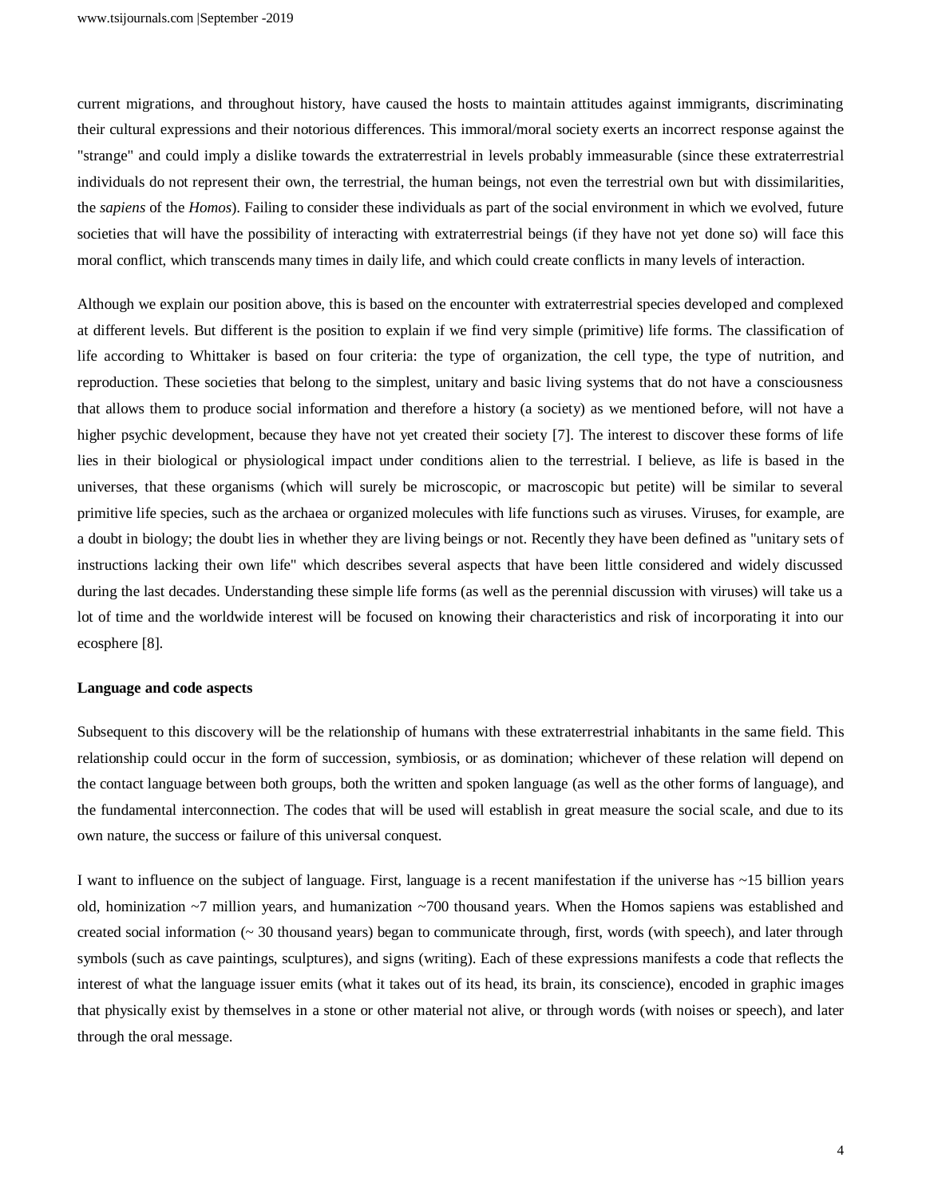current migrations, and throughout history, have caused the hosts to maintain attitudes against immigrants, discriminating their cultural expressions and their notorious differences. This immoral/moral society exerts an incorrect response against the "strange" and could imply a dislike towards the extraterrestrial in levels probably immeasurable (since these extraterrestrial individuals do not represent their own, the terrestrial, the human beings, not even the terrestrial own but with dissimilarities, the *sapiens* of the *Homos*). Failing to consider these individuals as part of the social environment in which we evolved, future societies that will have the possibility of interacting with extraterrestrial beings (if they have not yet done so) will face this moral conflict, which transcends many times in daily life, and which could create conflicts in many levels of interaction.

Although we explain our position above, this is based on the encounter with extraterrestrial species developed and complexed at different levels. But different is the position to explain if we find very simple (primitive) life forms. The classification of life according to Whittaker is based on four criteria: the type of organization, the cell type, the type of nutrition, and reproduction. These societies that belong to the simplest, unitary and basic living systems that do not have a consciousness that allows them to produce social information and therefore a history (a society) as we mentioned before, will not have a higher psychic development, because they have not yet created their society [7]. The interest to discover these forms of life lies in their biological or physiological impact under conditions alien to the terrestrial. I believe, as life is based in the universes, that these organisms (which will surely be microscopic, or macroscopic but petite) will be similar to several primitive life species, such as the archaea or organized molecules with life functions such as viruses. Viruses, for example, are a doubt in biology; the doubt lies in whether they are living beings or not. Recently they have been defined as "unitary sets of instructions lacking their own life" which describes several aspects that have been little considered and widely discussed during the last decades. Understanding these simple life forms (as well as the perennial discussion with viruses) will take us a lot of time and the worldwide interest will be focused on knowing their characteristics and risk of incorporating it into our ecosphere [8].

**Language and code aspects**

Subsequent to this discovery will be the relationship of humans with these extraterrestrial inhabitants in the same field. This relationship could occur in the form of succession, symbiosis, or as domination; whichever of these relation will depend on the contact language between both groups, both the written and spoken language (as well as the other forms of language), and the fundamental interconnection. The codes that will be used will establish in great measure the social scale, and due to its own nature, the success or failure of this universal conquest.

I want to influence on the subject of language. First, language is a recent manifestation if the universe has ~15 billion years old, hominization ~7 million years, and humanization ~700 thousand years. When the Homos sapiens was established and created social information (~ 30 thousand years) began to communicate through, first, words (with speech), and later through symbols (such as cave paintings, sculptures), and signs (writing). Each of these expressions manifests a code that reflects the interest of what the language issuer emits (what it takes out of its head, its brain, its conscience), encoded in graphic images that physically exist by themselves in a stone or other material not alive, or through words (with noises or speech), and later through the oral message.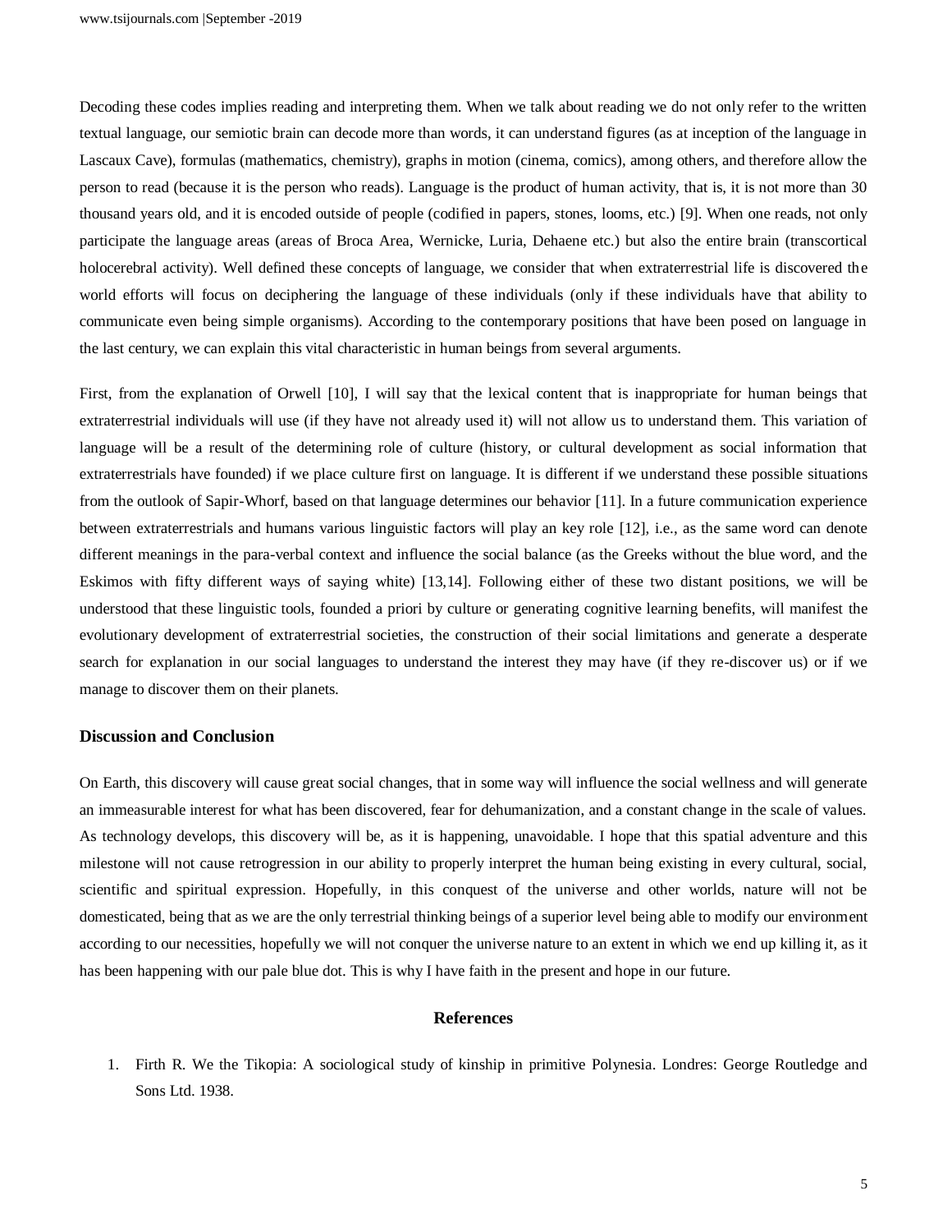Decoding these codes implies reading and interpreting them. When we talk about reading we do not only refer to the written textual language, our semiotic brain can decode more than words, it can understand figures (as at inception of the language in Lascaux Cave), formulas (mathematics, chemistry), graphs in motion (cinema, comics), among others, and therefore allow the person to read (because it is the person who reads). Language is the product of human activity, that is, it is not more than 30 thousand years old, and it is encoded outside of people (codified in papers, stones, looms, etc.) [9]. When one reads, not only participate the language areas (areas of Broca Area, Wernicke, Luria, Dehaene etc.) but also the entire brain (transcortical holocerebral activity). Well defined these concepts of language, we consider that when extraterrestrial life is discovered the world efforts will focus on deciphering the language of these individuals (only if these individuals have that ability to communicate even being simple organisms). According to the contemporary positions that have been posed on language in the last century, we can explain this vital characteristic in human beings from several arguments.

First, from the explanation of Orwell [10], I will say that the lexical content that is inappropriate for human beings that extraterrestrial individuals will use (if they have not already used it) will not allow us to understand them. This variation of language will be a result of the determining role of culture (history, or cultural development as social information that extraterrestrials have founded) if we place culture first on language. It is different if we understand these possible situations from the outlook of Sapir-Whorf, based on that language determines our behavior [11]. In a future communication experience between extraterrestrials and humans various linguistic factors will play an key role [12], i.e., as the same word can denote different meanings in the para-verbal context and influence the social balance (as the Greeks without the blue word, and the Eskimos with fifty different ways of saying white) [13,14]. Following either of these two distant positions, we will be understood that these linguistic tools, founded a priori by culture or generating cognitive learning benefits, will manifest the evolutionary development of extraterrestrial societies, the construction of their social limitations and generate a desperate search for explanation in our social languages to understand the interest they may have (if they re-discover us) or if we manage to discover them on their planets.

## Discussion and Conclusion

On Earth, this discovery will cause great social changes, that in some way will influence the social wellness and will generate an immeasurable interest for what has been discovered, fear for dehumanization, and a constant change in the scale of values. As technology develops, this discovery will be, as it is happening, unavoidable. I hope that this spatial adventure and this milestone will not cause retrogression in our ability to properly interpret the human being existing in every cultural, social, scientific and spiritual expression. Hopefully, in this conquest of the universe and other worlds, nature will not be domesticated, being that as we are the only terrestrial thinking beings of a superior level being able to modify our environment according to our necessities, hopefully we will not conquer the universe nature to an extent in which we end up killing it, as it has been happening with our pale blue dot. This is why I have faith in the present and hope in our future.

## References

1. Firth R. We the Tikopia: A sociological study of kinship in primitive Polynesia. Londres: George Routledge and Sons Ltd. 1938.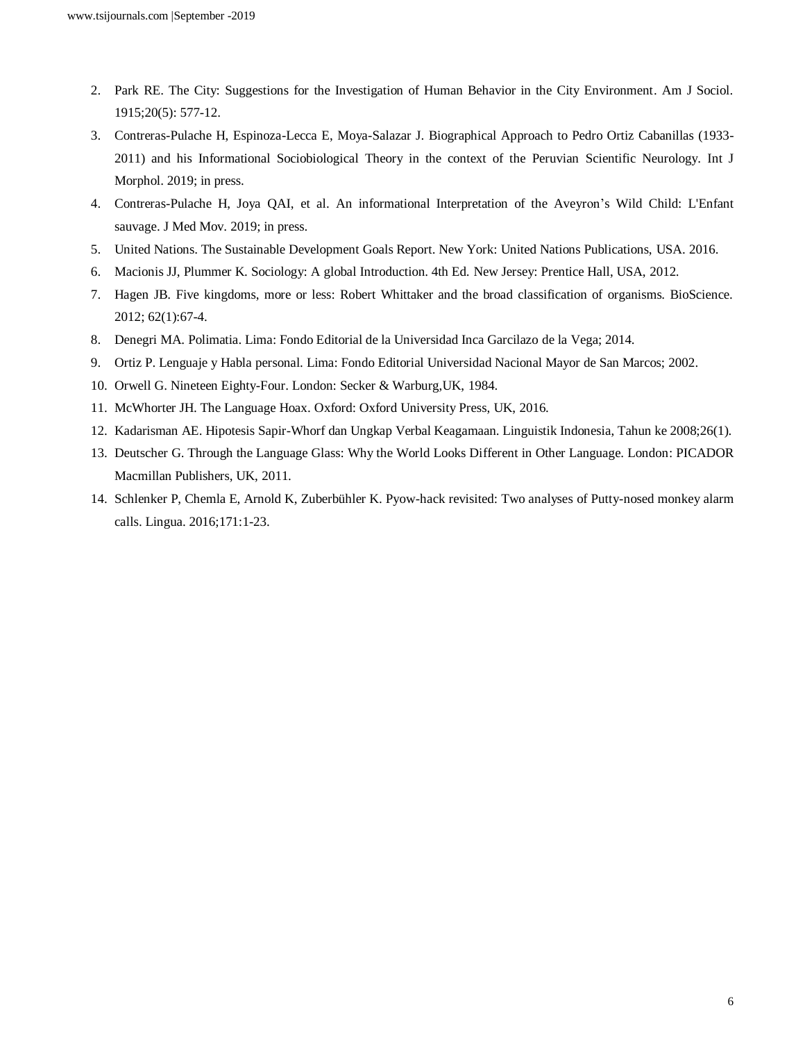2. Park RE. The City: Suggestions for the Investigation of Human Behavior in the City Environment. Am J Sociol. 1915;20(5): 577-12.
3. Contreras-Pulache H, Espinoza-Lecca E, Moya-Salazar J. Biographical Approach to Pedro Ortiz Cabanillas (1933-2011) and his Informational Sociobiological Theory in the context of the Peruvian Scientific Neurology. Int J Morphol. 2019; in press.
4. Contreras-Pulache H, Joya QAI, et al. An informational Interpretation of the Aveyron's Wild Child: L'Enfant sauvage. J Med Mov. 2019; in press.
5. United Nations. The Sustainable Development Goals Report. New York: United Nations Publications, USA. 2016.
6. Macionis JJ, Plummer K. Sociology: A global Introduction. 4th Ed. New Jersey: Prentice Hall, USA, 2012.
7. Hagen JB. Five kingdoms, more or less: Robert Whittaker and the broad classification of organisms. BioScience. 2012; 62(1):67-4.
8. Denegri MA. Polimatia. Lima: Fondo Editorial de la Universidad Inca Garcilazo de la Vega; 2014.
9. Ortiz P. Lenguaje y Habla personal. Lima: Fondo Editorial Universidad Nacional Mayor de San Marcos; 2002.
10. Orwell G. Nineteen Eighty-Four. London: Secker & Warburg,UK, 1984.
11. McWhorter JH. The Language Hoax. Oxford: Oxford University Press, UK, 2016.
12. Kadarisman AE. Hipotesis Sapir-Whorf dan Ungkap Verbal Keagamaan. Linguistik Indonesia, Tahun ke 2008;26(1).
13. Deutscher G. Through the Language Glass: Why the World Looks Different in Other Language. London: PICADOR Macmillan Publishers, UK, 2011.
14. Schlenker P, Chemla E, Arnold K, Zuberbühler K. Pyow-hack revisited: Two analyses of Putty-nosed monkey alarm calls. Lingua. 2016;171:1-23.